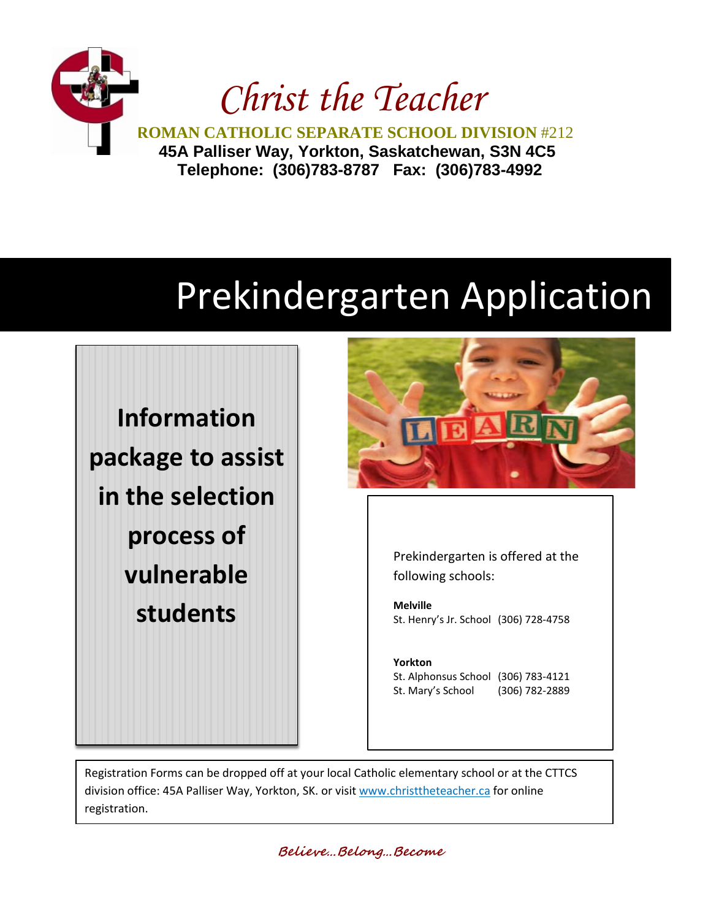# Christ the Teacher

**ROMAN CATHOLIC SEPARATE SCHOOL DIVISION #212**
**45A Palliser Way, Yorkton, Saskatchewan, S3N 4C5**
**Telephone: (306)783-8787 Fax: (306)783-4992**

# Prekindergarten Application

## Information package to assist in the selection process of vulnerable students

Prekindergarten is offered at the following schools:

**Melville**
St. Henry's Jr. School (306) 728-4758

**Yorkton**
St. Alphonsus School (306) 783-4121
St. Mary's School (306) 782-2889

Registration Forms can be dropped off at your local Catholic elementary school or at the CTTCS division office: 45A Palliser Way, Yorkton, SK. or visit www.christtheteacher.ca for online registration.

*Believe…Belong…Become*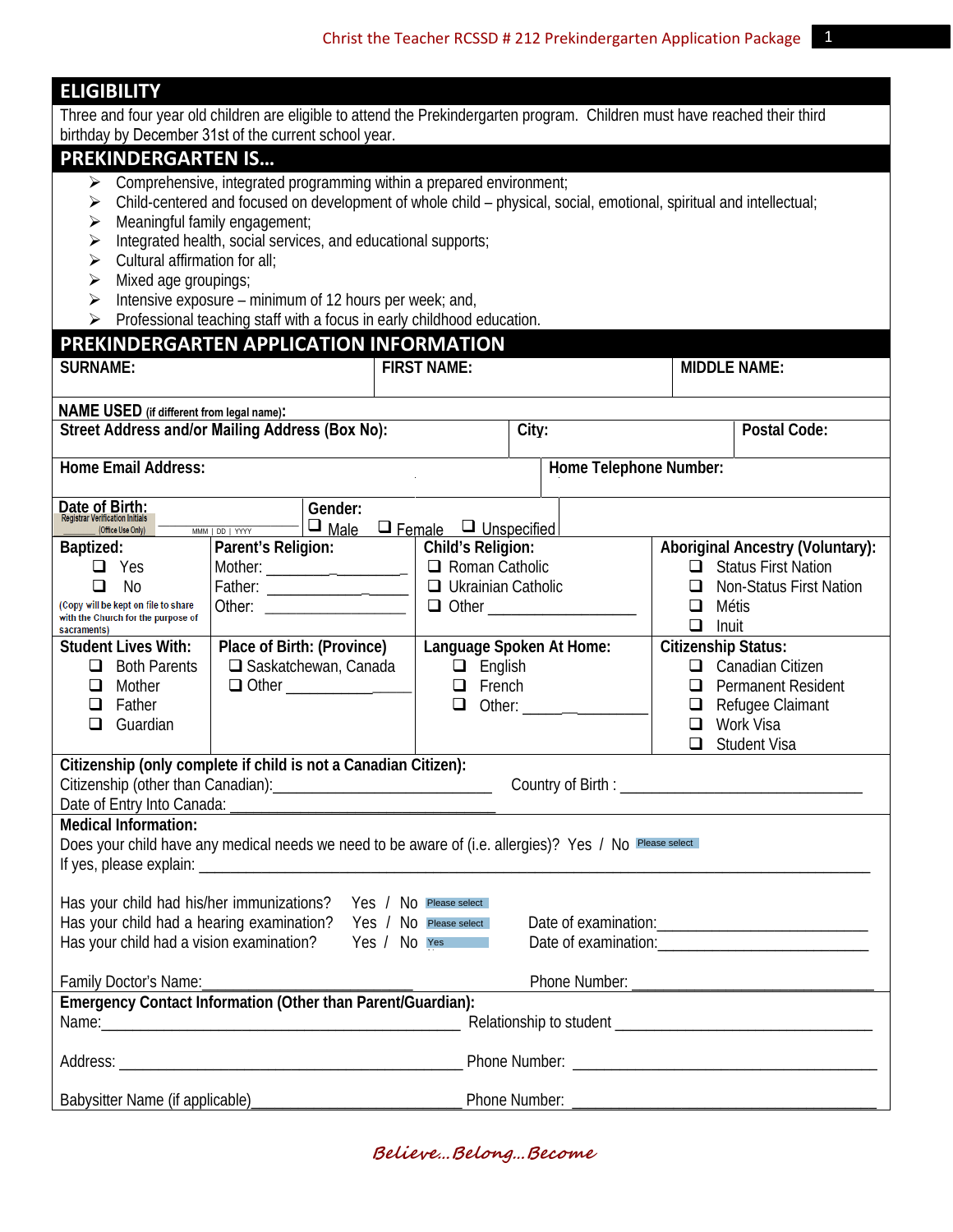## ELIGIBILITY

Three and four year old children are eligible to attend the Prekindergarten program. Children must have reached their third birthday by December 31st of the current school year.

## PREKINDERGARTEN IS…

- Comprehensive, integrated programming within a prepared environment;
- Child-centered and focused on development of whole child – physical, social, emotional, spiritual and intellectual;
- Meaningful family engagement;
- Integrated health, social services, and educational supports;
- Cultural affirmation for all;
- Mixed age groupings;
- Intensive exposure – minimum of 12 hours per week; and,
- Professional teaching staff with a focus in early childhood education.

## PREKINDERGARTEN APPLICATION INFORMATION

| SURNAME: | FIRST NAME: | MIDDLE NAME: |
|---|---|---|
| | | |

**NAME USED** (if different from legal name):

| Street Address and/or Mailing Address (Box No): | City: | Postal Code: |
|---|---|---|
| | | |

| Home Email Address: | Home Telephone Number: |
|---|---|
| | |

| Date of Birth: ______ MMM \| DD \| YYYY<br>Registrar Verification Initials ______ (Office Use Only) | Gender: ❑ Male ❑ Female ❑ Unspecified |
|---|---|

| Baptized: | Parent's Religion: | Child's Religion: | Aboriginal Ancestry (Voluntary): |
|---|---|---|---|
| ❑ Yes<br>❑ No<br>(Copy will be kept on file to share with the Church for the purpose of sacraments) | Mother: ______________<br>Father: ______________<br>Other: ______________ | ❑ Roman Catholic<br>❑ Ukrainian Catholic<br>❑ Other ______________ | ❑ Status First Nation<br>❑ Non-Status First Nation<br>❑ Métis<br>❑ Inuit |

| Student Lives With: | Place of Birth: (Province) | Language Spoken At Home: | Citizenship Status: |
|---|---|---|---|
| ❑ Both Parents<br>❑ Mother<br>❑ Father<br>❑ Guardian | ❑ Saskatchewan, Canada<br>❑ Other ______________ | ❑ English<br>❑ French<br>❑ Other: ______________ | ❑ Canadian Citizen<br>❑ Permanent Resident<br>❑ Refugee Claimant<br>❑ Work Visa<br>❑ Student Visa |

**Citizenship (only complete if child is not a Canadian Citizen):**

Citizenship (other than Canadian):__________________________ Country of Birth : ______________________________

Date of Entry Into Canada: ___________________________________

**Medical Information:**

Does your child have any medical needs we need to be aware of (i.e. allergies)? Yes / No Please select

If yes, please explain: ______________________________________________________________________________

Has your child had his/her immunizations? Yes / No Please select

Has your child had a hearing examination? Yes / No Please select Date of examination:_________________________

Has your child had a vision examination? Yes / No Yes Date of examination:_________________________

Family Doctor's Name:__________________________ Phone Number: ______________________________

**Emergency Contact Information (Other than Parent/Guardian):**

Name:_____________________________________________ Relationship to student _______________________________

Address: ___________________________________________ Phone Number: _____________________________________

Babysitter Name (if applicable)__________________________ Phone Number: _____________________________________

*Believe…Belong…Become*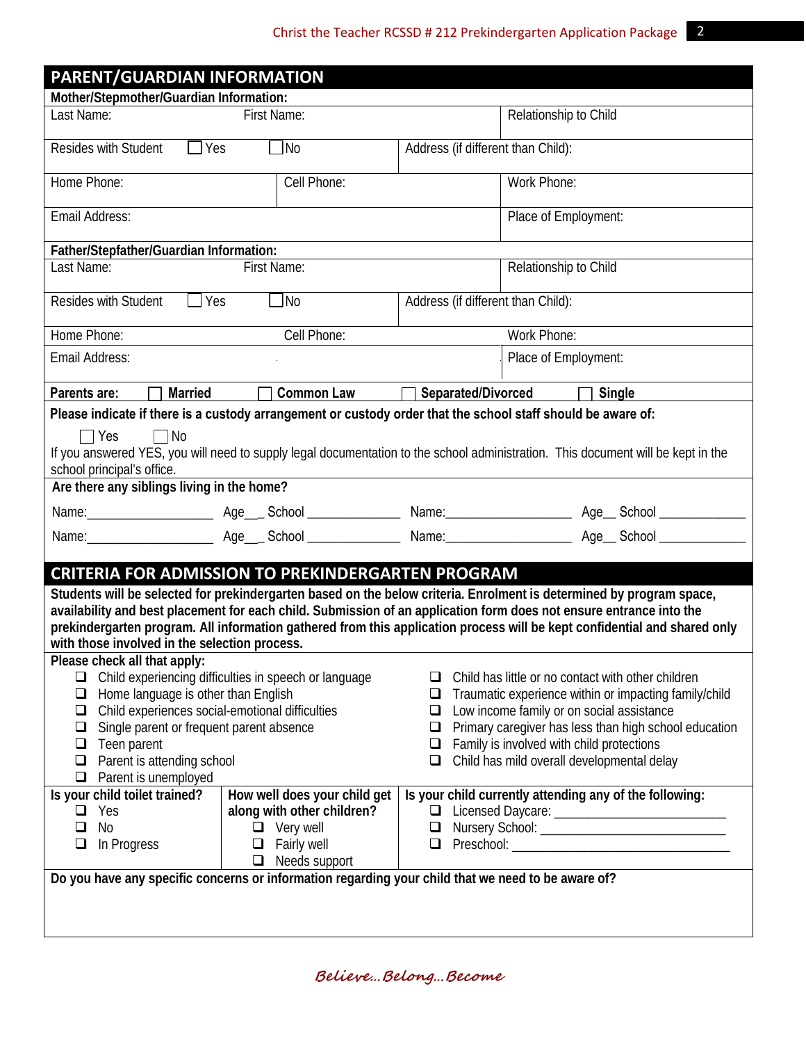## PARENT/GUARDIAN INFORMATION

**Mother/Stepmother/Guardian Information:**

| Last Name: | First Name: | Relationship to Child |
|---|---|---|
| Resides with Student ☐ Yes ☐ No | Address (if different than Child): | |
| Home Phone: | Cell Phone: | Work Phone: |
| Email Address: | | Place of Employment: |

**Father/Stepfather/Guardian Information:**

| Last Name: | First Name: | Relationship to Child |
|---|---|---|
| Resides with Student ☐ Yes ☐ No | Address (if different than Child): | |
| Home Phone: | Cell Phone: | Work Phone: |
| Email Address: | | Place of Employment: |

**Parents are:** ☐ **Married** ☐ **Common Law** ☐ **Separated/Divorced** ☐ **Single**

**Please indicate if there is a custody arrangement or custody order that the school staff should be aware of:**

☐ Yes ☐ No

If you answered YES, you will need to supply legal documentation to the school administration. This document will be kept in the school principal's office.

**Are there any siblings living in the home?**

Name:__________________ Age___ School ______________ Name:__________________ Age__ School _____________

Name:__________________ Age___ School ______________ Name:__________________ Age__ School _____________

## CRITERIA FOR ADMISSION TO PREKINDERGARTEN PROGRAM

**Students will be selected for prekindergarten based on the below criteria. Enrolment is determined by program space, availability and best placement for each child. Submission of an application form does not ensure entrance into the prekindergarten program. All information gathered from this application process will be kept confidential and shared only with those involved in the selection process.**

**Please check all that apply:**

- ❑ Child experiencing difficulties in speech or language
- ❑ Home language is other than English
- ❑ Child experiences social-emotional difficulties
- ❑ Single parent or frequent parent absence
- ❑ Teen parent
- ❑ Parent is attending school
- ❑ Parent is unemployed
- ❑ Child has little or no contact with other children
- ❑ Traumatic experience within or impacting family/child
- ❑ Low income family or on social assistance
- ❑ Primary caregiver has less than high school education
- ❑ Family is involved with child protections
- ❑ Child has mild overall developmental delay

**Is your child toilet trained?**

- ❑ Yes
- ❑ No
- ❑ In Progress

**How well does your child get along with other children?**

- ❑ Very well
- ❑ Fairly well
- ❑ Needs support

**Is your child currently attending any of the following:**

- ❑ Licensed Daycare: ________________________
- ❑ Nursery School: __________________________
- ❑ Preschool: _______________________________

**Do you have any specific concerns or information regarding your child that we need to be aware of?**

*Believe…Belong…Become*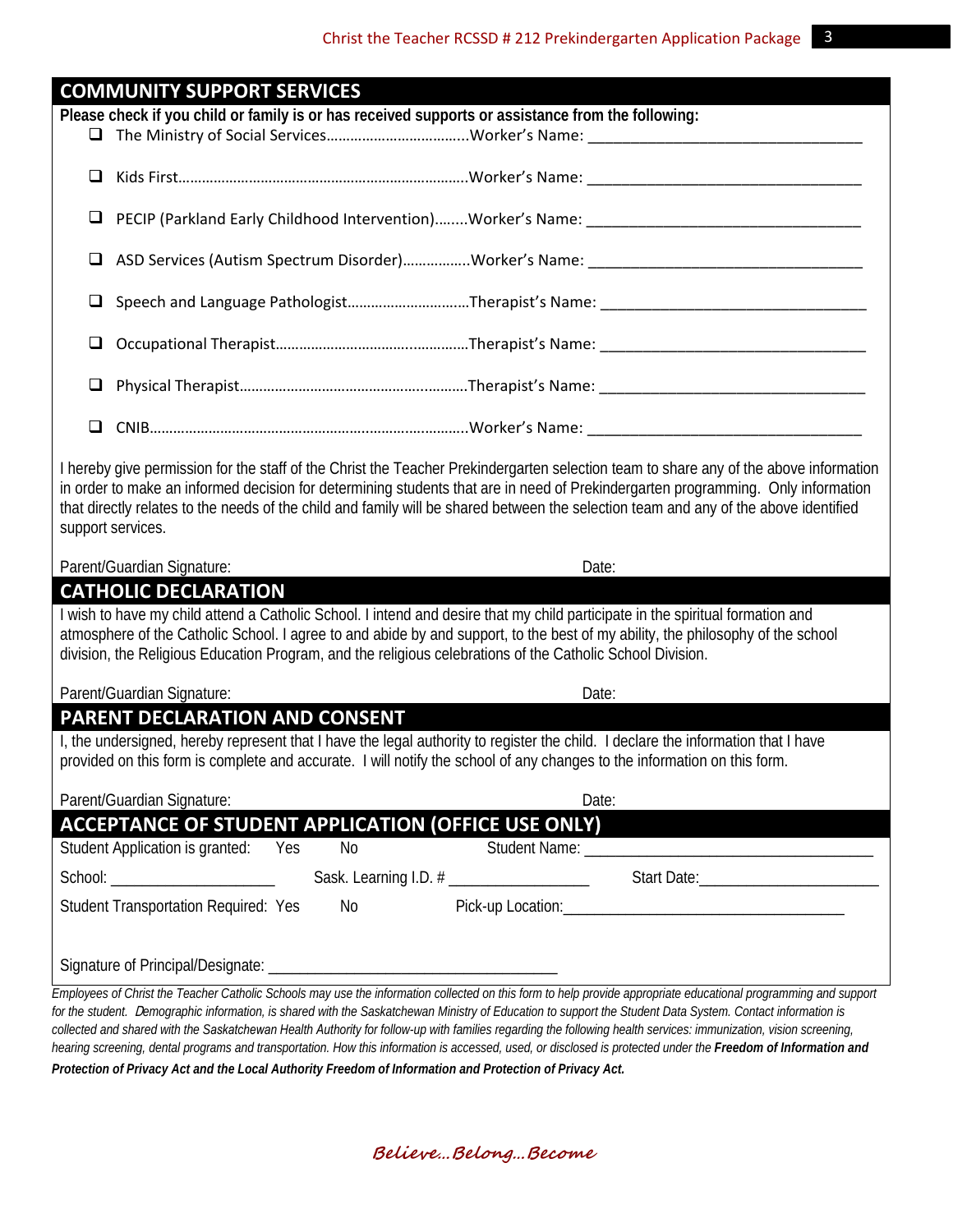## COMMUNITY SUPPORT SERVICES

**Please check if you child or family is or has received supports or assistance from the following:**

- ❑ The Ministry of Social Services……………………………..Worker's Name: ________________________________
- ❑ Kids First……………………………………………………………….Worker's Name: ________________________________
- ❑ PECIP (Parkland Early Childhood Intervention)……..Worker's Name: ________________________________
- ❑ ASD Services (Autism Spectrum Disorder)……………..Worker's Name: ________________________________
- ❑ Speech and Language Pathologist…………………………Therapist's Name: ________________________________
- ❑ Occupational Therapist…………………………………………Therapist's Name: ________________________________
- ❑ Physical Therapist…………………………………………………Therapist's Name: ________________________________
- ❑ CNIB……………………………………………………………………..Worker's Name: ________________________________

I hereby give permission for the staff of the Christ the Teacher Prekindergarten selection team to share any of the above information in order to make an informed decision for determining students that are in need of Prekindergarten programming. Only information that directly relates to the needs of the child and family will be shared between the selection team and any of the above identified support services.

Parent/Guardian Signature: Date:

## CATHOLIC DECLARATION

I wish to have my child attend a Catholic School. I intend and desire that my child participate in the spiritual formation and atmosphere of the Catholic School. I agree to and abide by and support, to the best of my ability, the philosophy of the school division, the Religious Education Program, and the religious celebrations of the Catholic School Division.

Parent/Guardian Signature: Date:

## PARENT DECLARATION AND CONSENT

I, the undersigned, hereby represent that I have the legal authority to register the child. I declare the information that I have provided on this form is complete and accurate. I will notify the school of any changes to the information on this form.

Parent/Guardian Signature: Date:

## ACCEPTANCE OF STUDENT APPLICATION (OFFICE USE ONLY)

Student Application is granted: Yes No Student Name: ________________________________

School: ____________________ Sask. Learning I.D. # ________________ Start Date: ______________________

Student Transportation Required: Yes No Pick-up Location: ________________________________

Signature of Principal/Designate: ________________________________

*Employees of Christ the Teacher Catholic Schools may use the information collected on this form to help provide appropriate educational programming and support for the student. Demographic information, is shared with the Saskatchewan Ministry of Education to support the Student Data System. Contact information is collected and shared with the Saskatchewan Health Authority for follow-up with families regarding the following health services: immunization, vision screening, hearing screening, dental programs and transportation. How this information is accessed, used, or disclosed is protected under the* ***Freedom of Information and Protection of Privacy Act and the Local Authority Freedom of Information and Protection of Privacy Act.***

***Believe…Belong…Become***